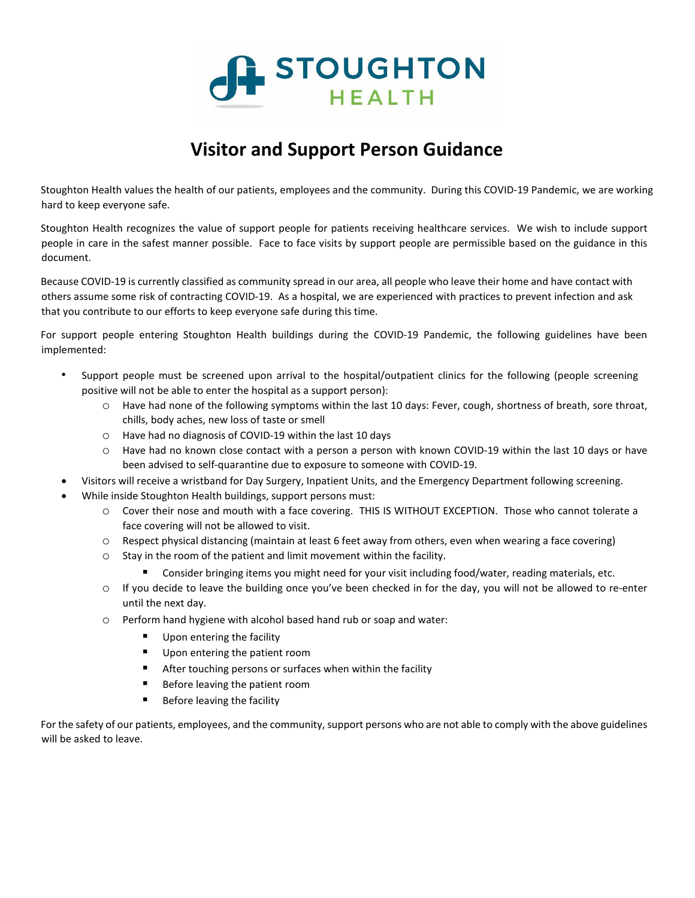STOUGHTON HEALTH

# Visitor and Support Person Guidance

Stoughton Health values the health of our patients, employees and the community. During this COVID-19 Pandemic, we are working hard to keep everyone safe.

Stoughton Health recognizes the value of support people for patients receiving healthcare services. We wish to include support people in care in the safest manner possible. Face to face visits by support people are permissible based on the guidance in this document.

Because COVID-19 is currently classified as community spread in our area, all people who leave their home and have contact with others assume some risk of contracting COVID-19. As a hospital, we are experienced with practices to prevent infection and ask that you contribute to our efforts to keep everyone safe during this time.

For support people entering Stoughton Health buildings during the COVID-19 Pandemic, the following guidelines have been implemented:

- Support people must be screened upon arrival to the hospital/outpatient clinics for the following (people screening positive will not be able to enter the hospital as a support person):
  - Have had none of the following symptoms within the last 10 days: Fever, cough, shortness of breath, sore throat, chills, body aches, new loss of taste or smell
  - Have had no diagnosis of COVID-19 within the last 10 days
  - Have had no known close contact with a person a person with known COVID-19 within the last 10 days or have been advised to self-quarantine due to exposure to someone with COVID-19.
- Visitors will receive a wristband for Day Surgery, Inpatient Units, and the Emergency Department following screening.
- While inside Stoughton Health buildings, support persons must:
  - Cover their nose and mouth with a face covering. THIS IS WITHOUT EXCEPTION. Those who cannot tolerate a face covering will not be allowed to visit.
  - Respect physical distancing (maintain at least 6 feet away from others, even when wearing a face covering)
  - Stay in the room of the patient and limit movement within the facility.
    - Consider bringing items you might need for your visit including food/water, reading materials, etc.
  - If you decide to leave the building once you've been checked in for the day, you will not be allowed to re-enter until the next day.
  - Perform hand hygiene with alcohol based hand rub or soap and water:
    - Upon entering the facility
    - Upon entering the patient room
    - After touching persons or surfaces when within the facility
    - Before leaving the patient room
    - Before leaving the facility

For the safety of our patients, employees, and the community, support persons who are not able to comply with the above guidelines will be asked to leave.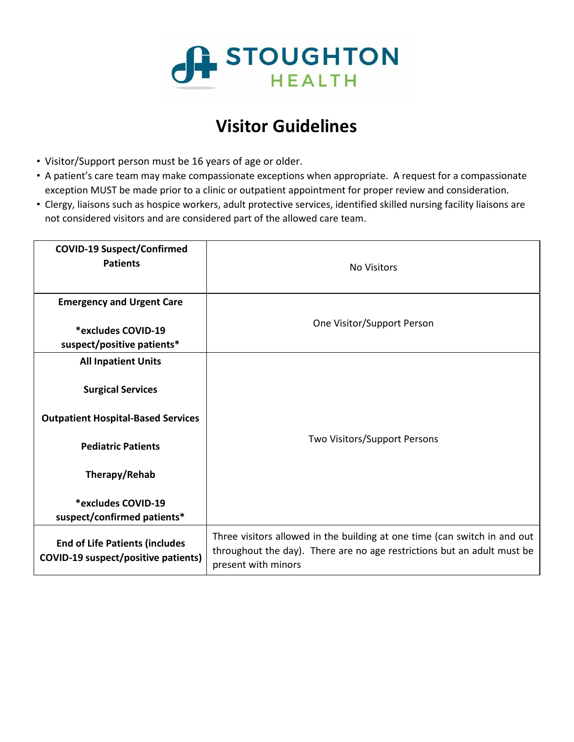STOUGHTON HEALTH

# Visitor Guidelines

- Visitor/Support person must be 16 years of age or older.
- A patient's care team may make compassionate exceptions when appropriate. A request for a compassionate exception MUST be made prior to a clinic or outpatient appointment for proper review and consideration.
- Clergy, liaisons such as hospice workers, adult protective services, identified skilled nursing facility liaisons are not considered visitors and are considered part of the allowed care team.

| | |
|---|---|
| **COVID-19 Suspect/Confirmed Patients** | No Visitors |
| **Emergency and Urgent Care**<br><br>**\*excludes COVID-19 suspect/positive patients\*** | One Visitor/Support Person |
| **All Inpatient Units**<br><br>**Surgical Services**<br><br>**Outpatient Hospital-Based Services**<br><br>**Pediatric Patients**<br><br>**Therapy/Rehab**<br><br>**\*excludes COVID-19 suspect/confirmed patients\*** | Two Visitors/Support Persons |
| **End of Life Patients (includes COVID-19 suspect/positive patients)** | Three visitors allowed in the building at one time (can switch in and out throughout the day). There are no age restrictions but an adult must be present with minors |